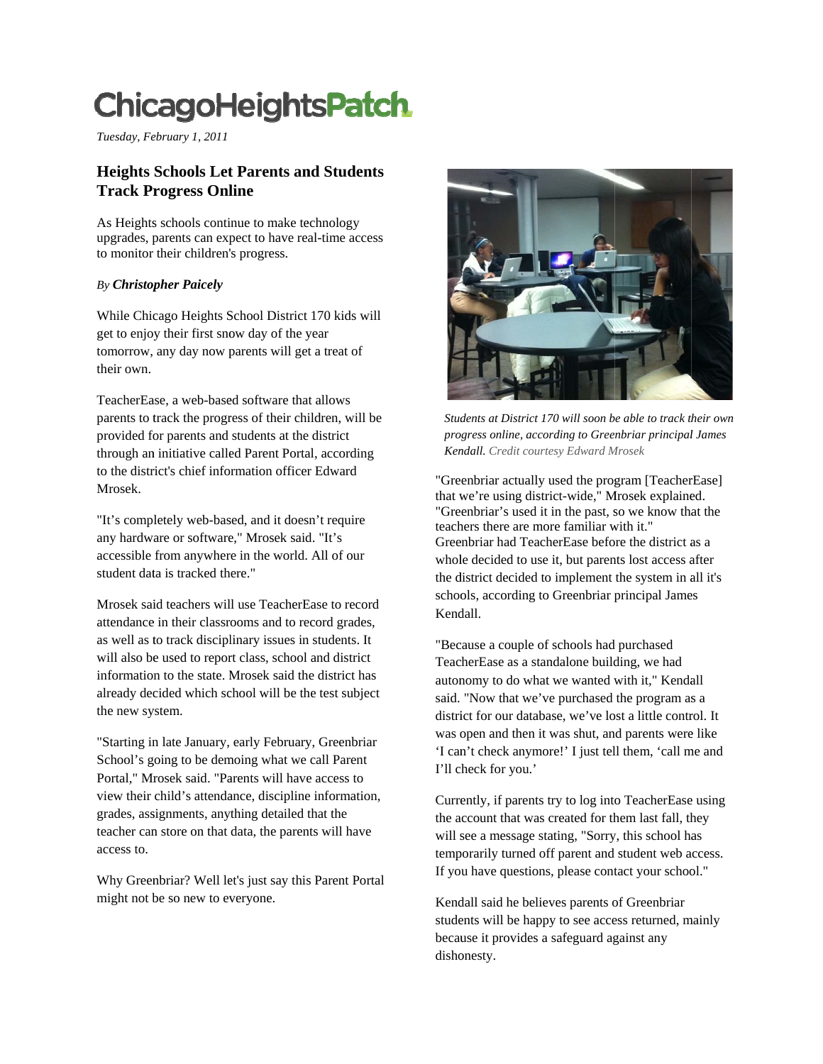ChicagoHeightsPatch

*Tuesday, February 1, 2011*

## Heights Schools Let Parents and Students Track Progress Online

As Heights schools continue to make technology upgrades, parents can expect to have real-time access to monitor their children's progress.

*By* ***Christopher Paicely***

While Chicago Heights School District 170 kids will get to enjoy their first snow day of the year tomorrow, any day now parents will get a treat of their own.

TeacherEase, a web-based software that allows parents to track the progress of their children, will be provided for parents and students at the district through an initiative called Parent Portal, according to the district's chief information officer Edward Mrosek.

"It's completely web-based, and it doesn't require any hardware or software," Mrosek said. "It's accessible from anywhere in the world. All of our student data is tracked there."

Mrosek said teachers will use TeacherEase to record attendance in their classrooms and to record grades, as well as to track disciplinary issues in students. It will also be used to report class, school and district information to the state. Mrosek said the district has already decided which school will be the test subject the new system.

"Starting in late January, early February, Greenbriar School's going to be demoing what we call Parent Portal," Mrosek said. "Parents will have access to view their child's attendance, discipline information, grades, assignments, anything detailed that the teacher can store on that data, the parents will have access to.

Why Greenbriar? Well let's just say this Parent Portal might not be so new to everyone.

*Students at District 170 will soon be able to track their own progress online, according to Greenbriar principal James Kendall. Credit courtesy Edward Mrosek*

"Greenbriar actually used the program [TeacherEase] that we're using district-wide," Mrosek explained. "Greenbriar's used it in the past, so we know that the teachers there are more familiar with it." Greenbriar had TeacherEase before the district as a whole decided to use it, but parents lost access after the district decided to implement the system in all it's schools, according to Greenbriar principal James Kendall.

"Because a couple of schools had purchased TeacherEase as a standalone building, we had autonomy to do what we wanted with it," Kendall said. "Now that we've purchased the program as a district for our database, we've lost a little control. It was open and then it was shut, and parents were like 'I can't check anymore!' I just tell them, 'call me and I'll check for you.'

Currently, if parents try to log into TeacherEase using the account that was created for them last fall, they will see a message stating, "Sorry, this school has temporarily turned off parent and student web access. If you have questions, please contact your school."

Kendall said he believes parents of Greenbriar students will be happy to see access returned, mainly because it provides a safeguard against any dishonesty.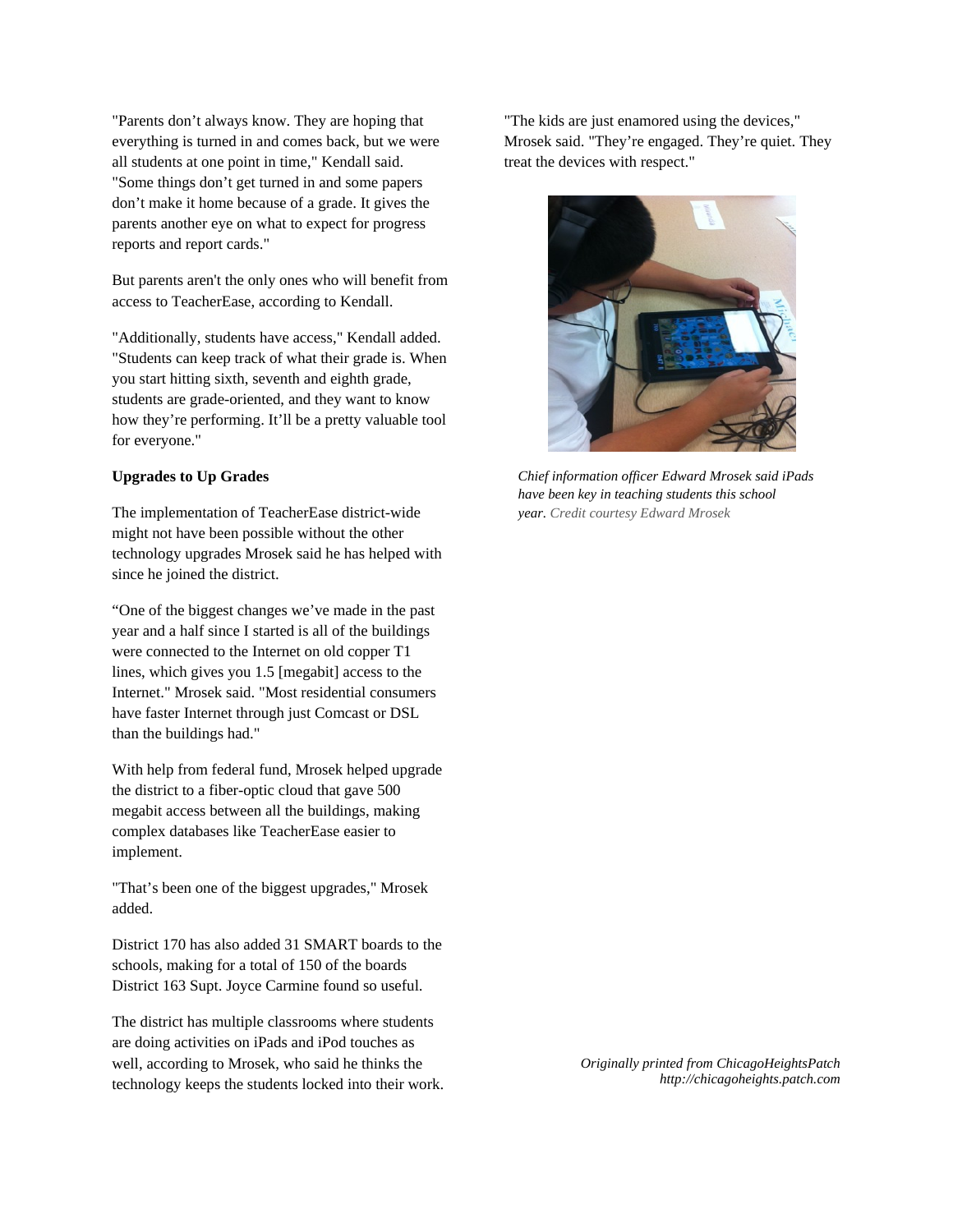"Parents don't always know. They are hoping that everything is turned in and comes back, but we were all students at one point in time," Kendall said. "Some things don't get turned in and some papers don't make it home because of a grade. It gives the parents another eye on what to expect for progress reports and report cards."

But parents aren't the only ones who will benefit from access to TeacherEase, according to Kendall.

"Additionally, students have access," Kendall added. "Students can keep track of what their grade is. When you start hitting sixth, seventh and eighth grade, students are grade-oriented, and they want to know how they're performing. It'll be a pretty valuable tool for everyone."

**Upgrades to Up Grades**

The implementation of TeacherEase district-wide might not have been possible without the other technology upgrades Mrosek said he has helped with since he joined the district.

"One of the biggest changes we've made in the past year and a half since I started is all of the buildings were connected to the Internet on old copper T1 lines, which gives you 1.5 [megabit] access to the Internet." Mrosek said. "Most residential consumers have faster Internet through just Comcast or DSL than the buildings had."

With help from federal fund, Mrosek helped upgrade the district to a fiber-optic cloud that gave 500 megabit access between all the buildings, making complex databases like TeacherEase easier to implement.

"That's been one of the biggest upgrades," Mrosek added.

District 170 has also added 31 SMART boards to the schools, making for a total of 150 of the boards District 163 Supt. Joyce Carmine found so useful.

The district has multiple classrooms where students are doing activities on iPads and iPod touches as well, according to Mrosek, who said he thinks the technology keeps the students locked into their work.

"The kids are just enamored using the devices," Mrosek said. "They're engaged. They're quiet. They treat the devices with respect."

*Chief information officer Edward Mrosek said iPads have been key in teaching students this school year.* Credit courtesy Edward Mrosek

*Originally printed from ChicagoHeightsPatch http://chicagoheights.patch.com*